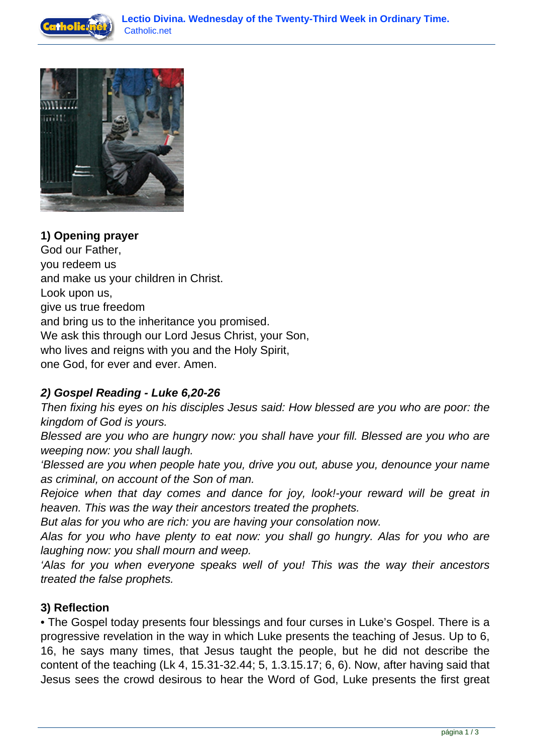## 1) Opening prayer

God our Father,
you redeem us
and make us your children in Christ.
Look upon us,
give us true freedom
and bring us to the inheritance you promised.
We ask this through our Lord Jesus Christ, your Son,
who lives and reigns with you and the Holy Spirit,
one God, for ever and ever. Amen.

## *2) Gospel Reading - Luke 6,20-26*

*Then fixing his eyes on his disciples Jesus said: How blessed are you who are poor: the kingdom of God is yours.*
*Blessed are you who are hungry now: you shall have your fill. Blessed are you who are weeping now: you shall laugh.*
*'Blessed are you when people hate you, drive you out, abuse you, denounce your name as criminal, on account of the Son of man.*
*Rejoice when that day comes and dance for joy, look!-your reward will be great in heaven. This was the way their ancestors treated the prophets.*
*But alas for you who are rich: you are having your consolation now.*
*Alas for you who have plenty to eat now: you shall go hungry. Alas for you who are laughing now: you shall mourn and weep.*
*'Alas for you when everyone speaks well of you! This was the way their ancestors treated the false prophets.*

## 3) Reflection

• The Gospel today presents four blessings and four curses in Luke's Gospel. There is a progressive revelation in the way in which Luke presents the teaching of Jesus. Up to 6, 16, he says many times, that Jesus taught the people, but he did not describe the content of the teaching (Lk 4, 15.31-32.44; 5, 1.3.15.17; 6, 6). Now, after having said that Jesus sees the crowd desirous to hear the Word of God, Luke presents the first great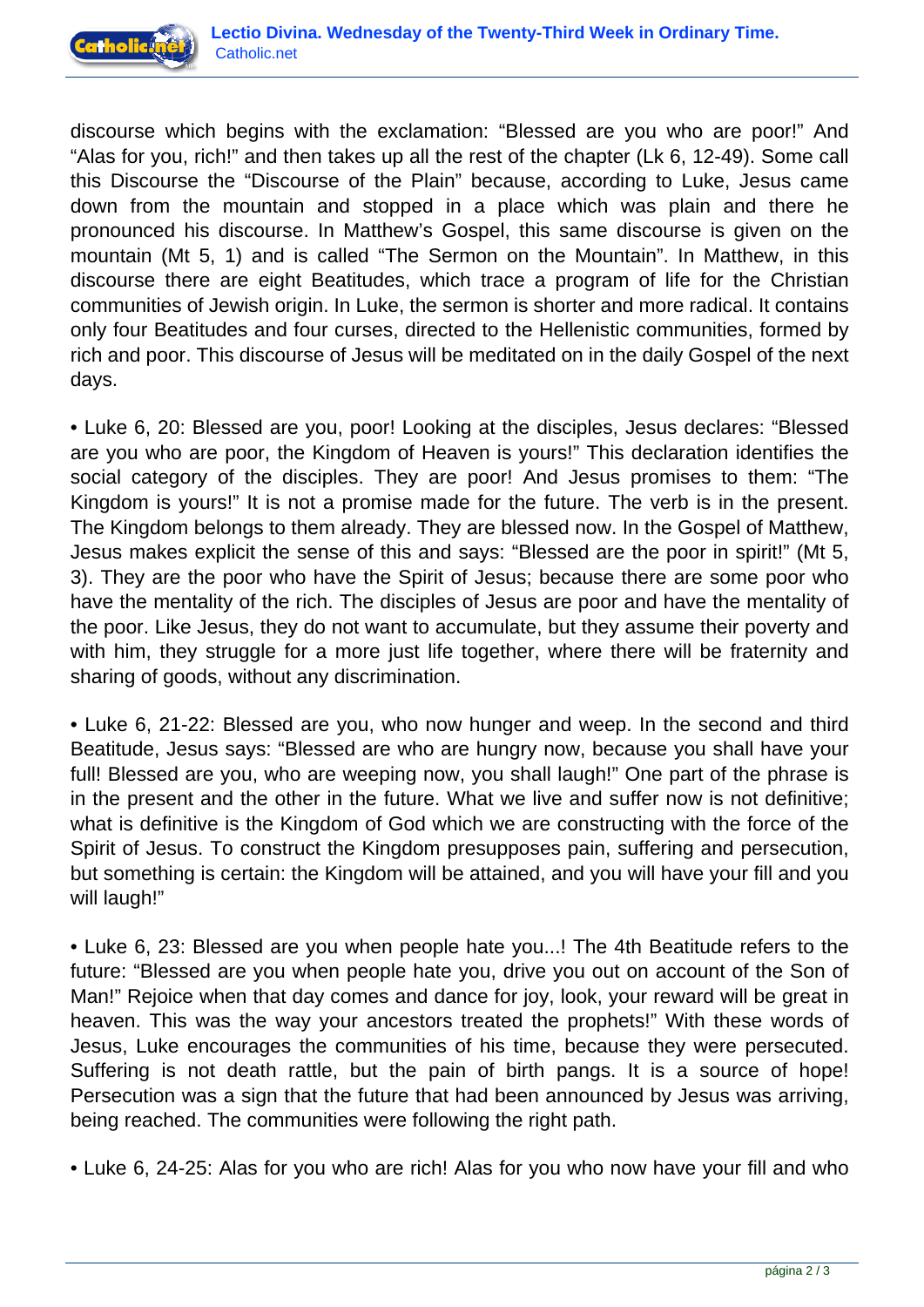discourse which begins with the exclamation: “Blessed are you who are poor!” And “Alas for you, rich!” and then takes up all the rest of the chapter (Lk 6, 12-49). Some call this Discourse the “Discourse of the Plain” because, according to Luke, Jesus came down from the mountain and stopped in a place which was plain and there he pronounced his discourse. In Matthew’s Gospel, this same discourse is given on the mountain (Mt 5, 1) and is called “The Sermon on the Mountain”. In Matthew, in this discourse there are eight Beatitudes, which trace a program of life for the Christian communities of Jewish origin. In Luke, the sermon is shorter and more radical. It contains only four Beatitudes and four curses, directed to the Hellenistic communities, formed by rich and poor. This discourse of Jesus will be meditated on in the daily Gospel of the next days.

• Luke 6, 20: Blessed are you, poor! Looking at the disciples, Jesus declares: “Blessed are you who are poor, the Kingdom of Heaven is yours!” This declaration identifies the social category of the disciples. They are poor! And Jesus promises to them: “The Kingdom is yours!” It is not a promise made for the future. The verb is in the present. The Kingdom belongs to them already. They are blessed now. In the Gospel of Matthew, Jesus makes explicit the sense of this and says: “Blessed are the poor in spirit!” (Mt 5, 3). They are the poor who have the Spirit of Jesus; because there are some poor who have the mentality of the rich. The disciples of Jesus are poor and have the mentality of the poor. Like Jesus, they do not want to accumulate, but they assume their poverty and with him, they struggle for a more just life together, where there will be fraternity and sharing of goods, without any discrimination.

• Luke 6, 21-22: Blessed are you, who now hunger and weep. In the second and third Beatitude, Jesus says: “Blessed are who are hungry now, because you shall have your full! Blessed are you, who are weeping now, you shall laugh!” One part of the phrase is in the present and the other in the future. What we live and suffer now is not definitive; what is definitive is the Kingdom of God which we are constructing with the force of the Spirit of Jesus. To construct the Kingdom presupposes pain, suffering and persecution, but something is certain: the Kingdom will be attained, and you will have your fill and you will laugh!”

• Luke 6, 23: Blessed are you when people hate you...! The 4th Beatitude refers to the future: “Blessed are you when people hate you, drive you out on account of the Son of Man!” Rejoice when that day comes and dance for joy, look, your reward will be great in heaven. This was the way your ancestors treated the prophets!” With these words of Jesus, Luke encourages the communities of his time, because they were persecuted. Suffering is not death rattle, but the pain of birth pangs. It is a source of hope! Persecution was a sign that the future that had been announced by Jesus was arriving, being reached. The communities were following the right path.

• Luke 6, 24-25: Alas for you who are rich! Alas for you who now have your fill and who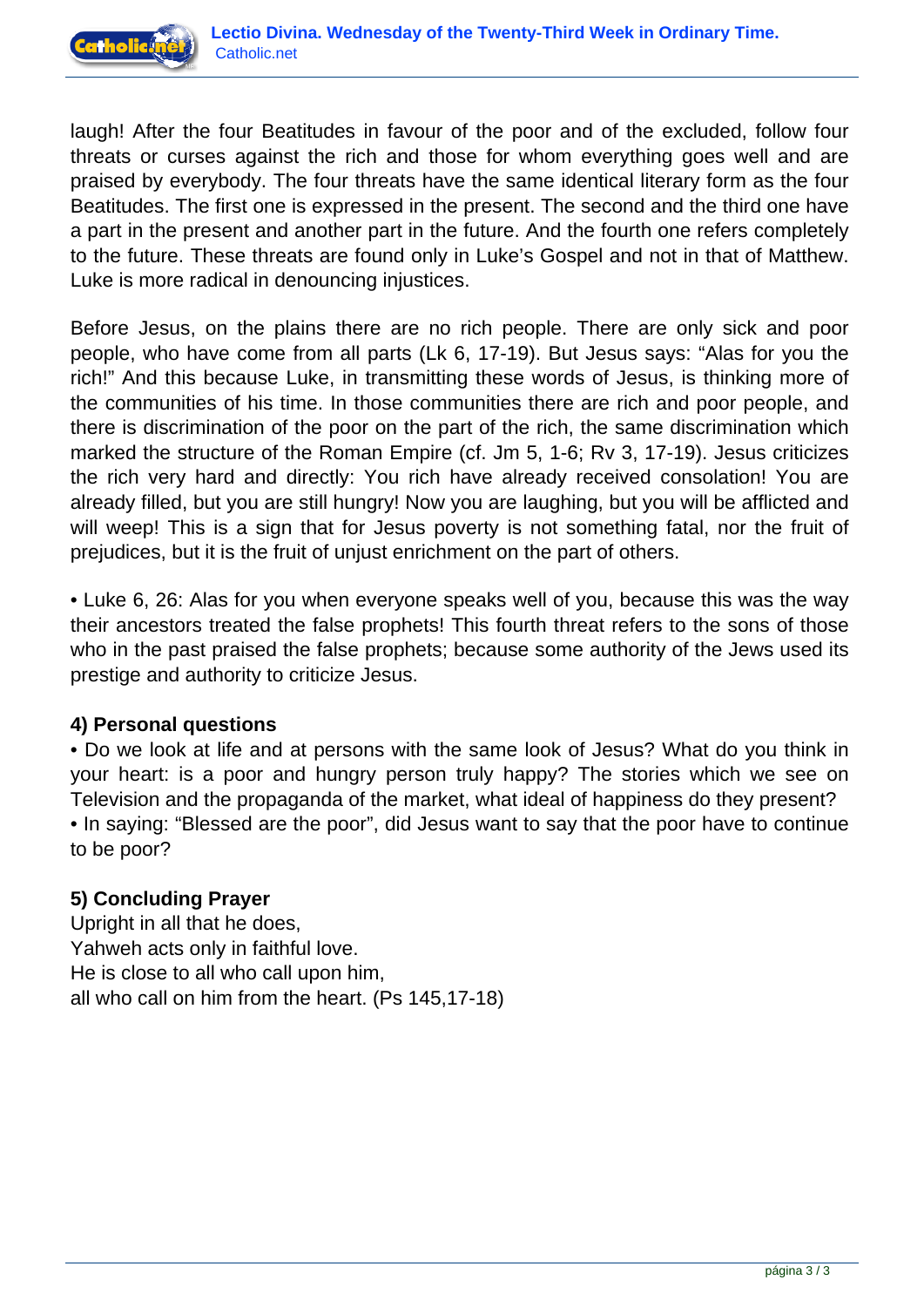laugh! After the four Beatitudes in favour of the poor and of the excluded, follow four threats or curses against the rich and those for whom everything goes well and are praised by everybody. The four threats have the same identical literary form as the four Beatitudes. The first one is expressed in the present. The second and the third one have a part in the present and another part in the future. And the fourth one refers completely to the future. These threats are found only in Luke's Gospel and not in that of Matthew. Luke is more radical in denouncing injustices.

Before Jesus, on the plains there are no rich people. There are only sick and poor people, who have come from all parts (Lk 6, 17-19). But Jesus says: "Alas for you the rich!" And this because Luke, in transmitting these words of Jesus, is thinking more of the communities of his time. In those communities there are rich and poor people, and there is discrimination of the poor on the part of the rich, the same discrimination which marked the structure of the Roman Empire (cf. Jm 5, 1-6; Rv 3, 17-19). Jesus criticizes the rich very hard and directly: You rich have already received consolation! You are already filled, but you are still hungry! Now you are laughing, but you will be afflicted and will weep! This is a sign that for Jesus poverty is not something fatal, nor the fruit of prejudices, but it is the fruit of unjust enrichment on the part of others.

• Luke 6, 26: Alas for you when everyone speaks well of you, because this was the way their ancestors treated the false prophets! This fourth threat refers to the sons of those who in the past praised the false prophets; because some authority of the Jews used its prestige and authority to criticize Jesus.

**4) Personal questions**

• Do we look at life and at persons with the same look of Jesus? What do you think in your heart: is a poor and hungry person truly happy? The stories which we see on Television and the propaganda of the market, what ideal of happiness do they present?
• In saying: "Blessed are the poor", did Jesus want to say that the poor have to continue to be poor?

**5) Concluding Prayer**

Upright in all that he does,
Yahweh acts only in faithful love.
He is close to all who call upon him,
all who call on him from the heart. (Ps 145,17-18)